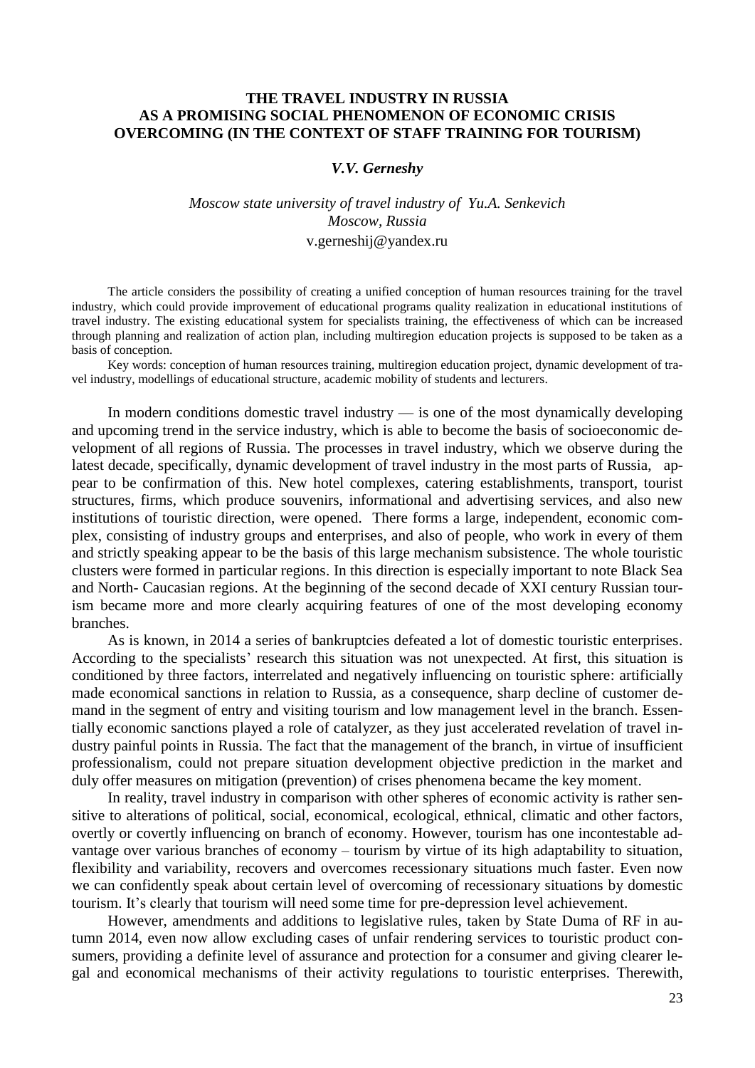# THE TRAVEL INDUSTRY IN RUSSIA AS A PROMISING SOCIAL PHENOMENON OF ECONOMIC CRISIS OVERCOMING (IN THE CONTEXT OF STAFF TRAINING FOR TOURISM)

***V.V. Gerneshy***

*Moscow state university of travel industry of Yu.A. Senkevich*
*Moscow, Russia*
v.gerneshij@yandex.ru

The article considers the possibility of creating a unified conception of human resources training for the travel industry, which could provide improvement of educational programs quality realization in educational institutions of travel industry. The existing educational system for specialists training, the effectiveness of which can be increased through planning and realization of action plan, including multiregion education projects is supposed to be taken as a basis of conception.

Key words: conception of human resources training, multiregion education project, dynamic development of travel industry, modellings of educational structure, academic mobility of students and lecturers.

In modern conditions domestic travel industry — is one of the most dynamically developing and upcoming trend in the service industry, which is able to become the basis of socioeconomic development of all regions of Russia. The processes in travel industry, which we observe during the latest decade, specifically, dynamic development of travel industry in the most parts of Russia, appear to be confirmation of this. New hotel complexes, catering establishments, transport, tourist structures, firms, which produce souvenirs, informational and advertising services, and also new institutions of touristic direction, were opened. There forms a large, independent, economic complex, consisting of industry groups and enterprises, and also of people, who work in every of them and strictly speaking appear to be the basis of this large mechanism subsistence. The whole touristic clusters were formed in particular regions. In this direction is especially important to note Black Sea and North- Caucasian regions. At the beginning of the second decade of XXI century Russian tourism became more and more clearly acquiring features of one of the most developing economy branches.

As is known, in 2014 a series of bankruptcies defeated a lot of domestic touristic enterprises. According to the specialists' research this situation was not unexpected. At first, this situation is conditioned by three factors, interrelated and negatively influencing on touristic sphere: artificially made economical sanctions in relation to Russia, as a consequence, sharp decline of customer demand in the segment of entry and visiting tourism and low management level in the branch. Essentially economic sanctions played a role of catalyzer, as they just accelerated revelation of travel industry painful points in Russia. The fact that the management of the branch, in virtue of insufficient professionalism, could not prepare situation development objective prediction in the market and duly offer measures on mitigation (prevention) of crises phenomena became the key moment.

In reality, travel industry in comparison with other spheres of economic activity is rather sensitive to alterations of political, social, economical, ecological, ethnical, climatic and other factors, overtly or covertly influencing on branch of economy. However, tourism has one incontestable advantage over various branches of economy – tourism by virtue of its high adaptability to situation, flexibility and variability, recovers and overcomes recessionary situations much faster. Even now we can confidently speak about certain level of overcoming of recessionary situations by domestic tourism. It's clearly that tourism will need some time for pre-depression level achievement.

However, amendments and additions to legislative rules, taken by State Duma of RF in autumn 2014, even now allow excluding cases of unfair rendering services to touristic product consumers, providing a definite level of assurance and protection for a consumer and giving clearer legal and economical mechanisms of their activity regulations to touristic enterprises. Therewith,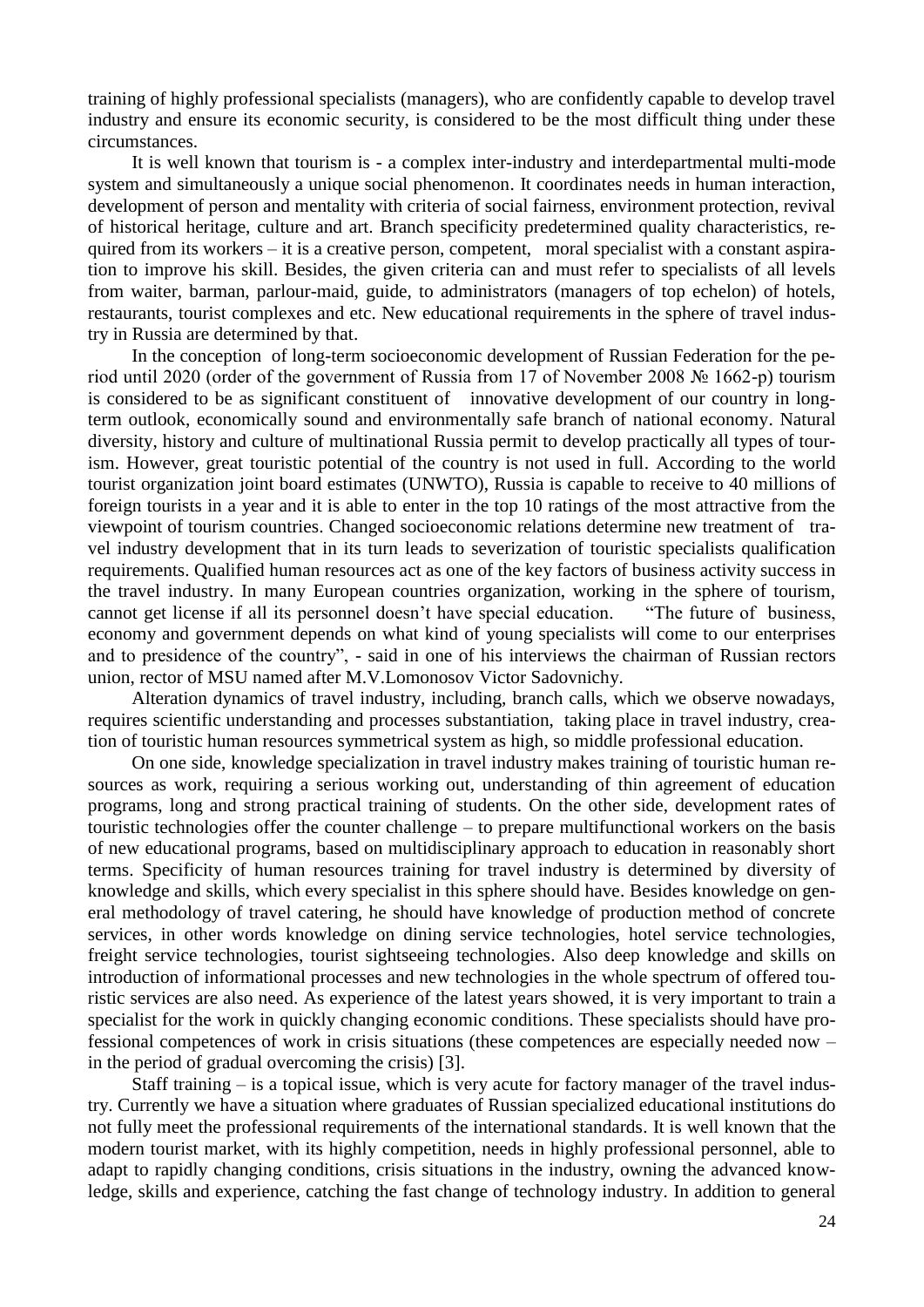training of highly professional specialists (managers), who are confidently capable to develop travel industry and ensure its economic security, is considered to be the most difficult thing under these circumstances.

It is well known that tourism is - a complex inter-industry and interdepartmental multi-mode system and simultaneously a unique social phenomenon. It coordinates needs in human interaction, development of person and mentality with criteria of social fairness, environment protection, revival of historical heritage, culture and art. Branch specificity predetermined quality characteristics, required from its workers – it is a creative person, competent, moral specialist with a constant aspiration to improve his skill. Besides, the given criteria can and must refer to specialists of all levels from waiter, barman, parlour-maid, guide, to administrators (managers of top echelon) of hotels, restaurants, tourist complexes and etc. New educational requirements in the sphere of travel industry in Russia are determined by that.

In the conception of long-term socioeconomic development of Russian Federation for the period until 2020 (order of the government of Russia from 17 of November 2008 № 1662-p) tourism is considered to be as significant constituent of innovative development of our country in long-term outlook, economically sound and environmentally safe branch of national economy. Natural diversity, history and culture of multinational Russia permit to develop practically all types of tourism. However, great touristic potential of the country is not used in full. According to the world tourist organization joint board estimates (UNWTO), Russia is capable to receive to 40 millions of foreign tourists in a year and it is able to enter in the top 10 ratings of the most attractive from the viewpoint of tourism countries. Changed socioeconomic relations determine new treatment of travel industry development that in its turn leads to severization of touristic specialists qualification requirements. Qualified human resources act as one of the key factors of business activity success in the travel industry. In many European countries organization, working in the sphere of tourism, cannot get license if all its personnel doesn't have special education. "The future of business, economy and government depends on what kind of young specialists will come to our enterprises and to presidence of the country", - said in one of his interviews the chairman of Russian rectors union, rector of MSU named after M.V.Lomonosov Victor Sadovnichy.

Alteration dynamics of travel industry, including, branch calls, which we observe nowadays, requires scientific understanding and processes substantiation, taking place in travel industry, creation of touristic human resources symmetrical system as high, so middle professional education.

On one side, knowledge specialization in travel industry makes training of touristic human resources as work, requiring a serious working out, understanding of thin agreement of education programs, long and strong practical training of students. On the other side, development rates of touristic technologies offer the counter challenge – to prepare multifunctional workers on the basis of new educational programs, based on multidisciplinary approach to education in reasonably short terms. Specificity of human resources training for travel industry is determined by diversity of knowledge and skills, which every specialist in this sphere should have. Besides knowledge on general methodology of travel catering, he should have knowledge of production method of concrete services, in other words knowledge on dining service technologies, hotel service technologies, freight service technologies, tourist sightseeing technologies. Also deep knowledge and skills on introduction of informational processes and new technologies in the whole spectrum of offered touristic services are also need. As experience of the latest years showed, it is very important to train a specialist for the work in quickly changing economic conditions. These specialists should have professional competences of work in crisis situations (these competences are especially needed now – in the period of gradual overcoming the crisis) [3].

Staff training – is a topical issue, which is very acute for factory manager of the travel industry. Currently we have a situation where graduates of Russian specialized educational institutions do not fully meet the professional requirements of the international standards. It is well known that the modern tourist market, with its highly competition, needs in highly professional personnel, able to adapt to rapidly changing conditions, crisis situations in the industry, owning the advanced knowledge, skills and experience, catching the fast change of technology industry. In addition to general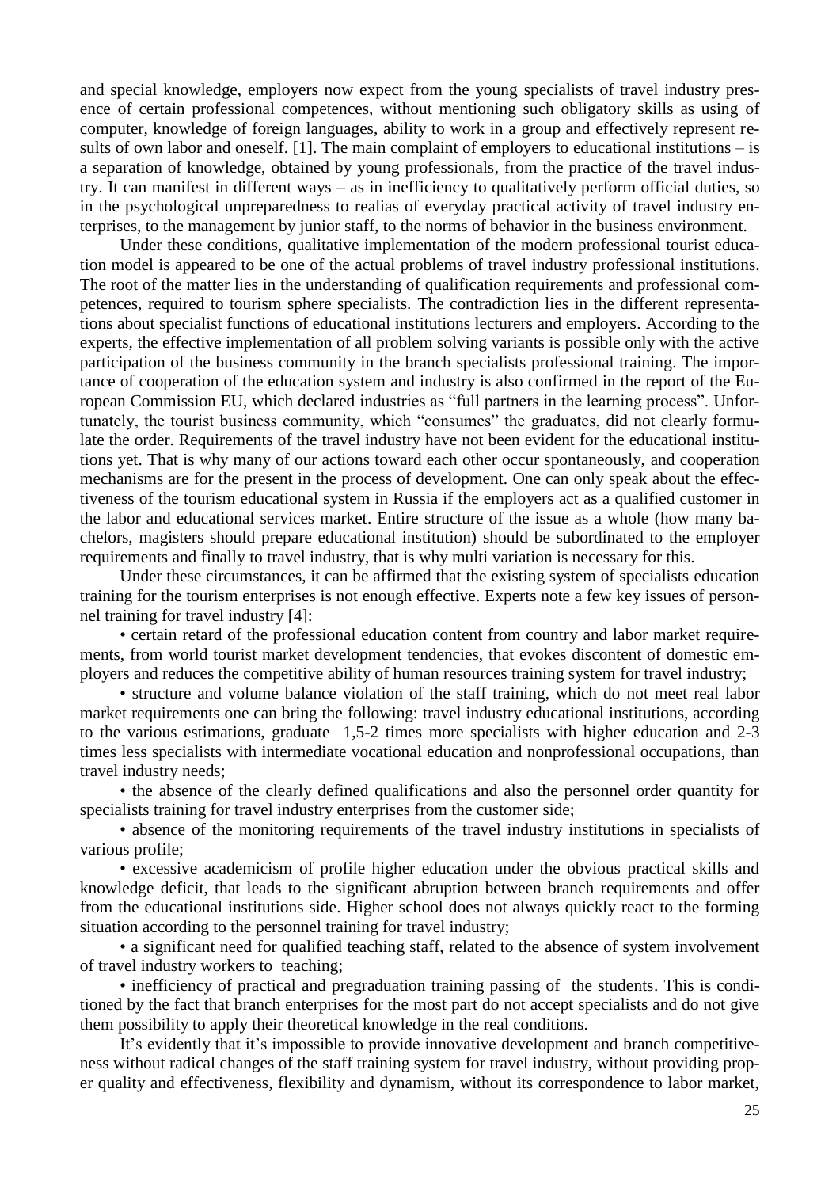and special knowledge, employers now expect from the young specialists of travel industry presence of certain professional competences, without mentioning such obligatory skills as using of computer, knowledge of foreign languages, ability to work in a group and effectively represent results of own labor and oneself. [1]. The main complaint of employers to educational institutions – is a separation of knowledge, obtained by young professionals, from the practice of the travel industry. It can manifest in different ways – as in inefficiency to qualitatively perform official duties, so in the psychological unpreparedness to realias of everyday practical activity of travel industry enterprises, to the management by junior staff, to the norms of behavior in the business environment.

Under these conditions, qualitative implementation of the modern professional tourist education model is appeared to be one of the actual problems of travel industry professional institutions. The root of the matter lies in the understanding of qualification requirements and professional competences, required to tourism sphere specialists. The contradiction lies in the different representations about specialist functions of educational institutions lecturers and employers. According to the experts, the effective implementation of all problem solving variants is possible only with the active participation of the business community in the branch specialists professional training. The importance of cooperation of the education system and industry is also confirmed in the report of the European Commission EU, which declared industries as "full partners in the learning process". Unfortunately, the tourist business community, which "consumes" the graduates, did not clearly formulate the order. Requirements of the travel industry have not been evident for the educational institutions yet. That is why many of our actions toward each other occur spontaneously, and cooperation mechanisms are for the present in the process of development. One can only speak about the effectiveness of the tourism educational system in Russia if the employers act as a qualified customer in the labor and educational services market. Entire structure of the issue as a whole (how many bachelors, magisters should prepare educational institution) should be subordinated to the employer requirements and finally to travel industry, that is why multi variation is necessary for this.

Under these circumstances, it can be affirmed that the existing system of specialists education training for the tourism enterprises is not enough effective. Experts note a few key issues of personnel training for travel industry [4]:

• certain retard of the professional education content from country and labor market requirements, from world tourist market development tendencies, that evokes discontent of domestic employers and reduces the competitive ability of human resources training system for travel industry;

• structure and volume balance violation of the staff training, which do not meet real labor market requirements one can bring the following: travel industry educational institutions, according to the various estimations, graduate 1,5-2 times more specialists with higher education and 2-3 times less specialists with intermediate vocational education and nonprofessional occupations, than travel industry needs;

• the absence of the clearly defined qualifications and also the personnel order quantity for specialists training for travel industry enterprises from the customer side;

• absence of the monitoring requirements of the travel industry institutions in specialists of various profile;

• excessive academicism of profile higher education under the obvious practical skills and knowledge deficit, that leads to the significant abruption between branch requirements and offer from the educational institutions side. Higher school does not always quickly react to the forming situation according to the personnel training for travel industry;

• a significant need for qualified teaching staff, related to the absence of system involvement of travel industry workers to teaching;

• inefficiency of practical and pregraduation training passing of the students. This is conditioned by the fact that branch enterprises for the most part do not accept specialists and do not give them possibility to apply their theoretical knowledge in the real conditions.

It's evidently that it's impossible to provide innovative development and branch competitiveness without radical changes of the staff training system for travel industry, without providing proper quality and effectiveness, flexibility and dynamism, without its correspondence to labor market,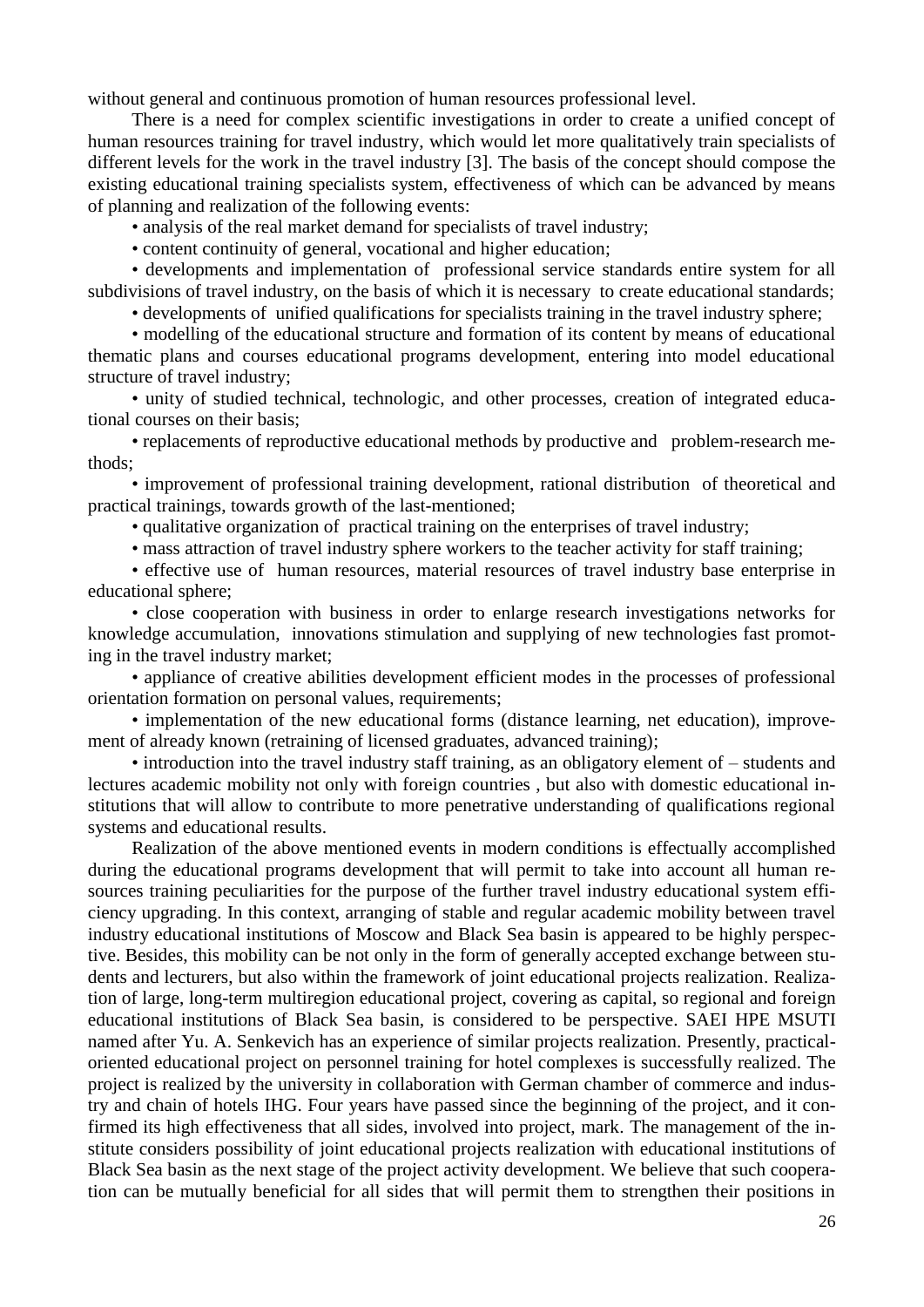without general and continuous promotion of human resources professional level.

There is a need for complex scientific investigations in order to create a unified concept of human resources training for travel industry, which would let more qualitatively train specialists of different levels for the work in the travel industry [3]. The basis of the concept should compose the existing educational training specialists system, effectiveness of which can be advanced by means of planning and realization of the following events:

- analysis of the real market demand for specialists of travel industry;
- content continuity of general, vocational and higher education;
- developments and implementation of professional service standards entire system for all subdivisions of travel industry, on the basis of which it is necessary to create educational standards;
- developments of unified qualifications for specialists training in the travel industry sphere;
- modelling of the educational structure and formation of its content by means of educational thematic plans and courses educational programs development, entering into model educational structure of travel industry;
- unity of studied technical, technologic, and other processes, creation of integrated educational courses on their basis;
- replacements of reproductive educational methods by productive and problem-research methods;
- improvement of professional training development, rational distribution of theoretical and practical trainings, towards growth of the last-mentioned;
- qualitative organization of practical training on the enterprises of travel industry;
- mass attraction of travel industry sphere workers to the teacher activity for staff training;
- effective use of human resources, material resources of travel industry base enterprise in educational sphere;
- close cooperation with business in order to enlarge research investigations networks for knowledge accumulation, innovations stimulation and supplying of new technologies fast promoting in the travel industry market;
- appliance of creative abilities development efficient modes in the processes of professional orientation formation on personal values, requirements;
- implementation of the new educational forms (distance learning, net education), improvement of already known (retraining of licensed graduates, advanced training);
- introduction into the travel industry staff training, as an obligatory element of – students and lectures academic mobility not only with foreign countries , but also with domestic educational institutions that will allow to contribute to more penetrative understanding of qualifications regional systems and educational results.

Realization of the above mentioned events in modern conditions is effectually accomplished during the educational programs development that will permit to take into account all human resources training peculiarities for the purpose of the further travel industry educational system efficiency upgrading. In this context, arranging of stable and regular academic mobility between travel industry educational institutions of Moscow and Black Sea basin is appeared to be highly perspective. Besides, this mobility can be not only in the form of generally accepted exchange between students and lecturers, but also within the framework of joint educational projects realization. Realization of large, long-term multiregion educational project, covering as capital, so regional and foreign educational institutions of Black Sea basin, is considered to be perspective. SAEI HPE MSUTI named after Yu. A. Senkevich has an experience of similar projects realization. Presently, practical-oriented educational project on personnel training for hotel complexes is successfully realized. The project is realized by the university in collaboration with German chamber of commerce and industry and chain of hotels IHG. Four years have passed since the beginning of the project, and it confirmed its high effectiveness that all sides, involved into project, mark. The management of the institute considers possibility of joint educational projects realization with educational institutions of Black Sea basin as the next stage of the project activity development. We believe that such cooperation can be mutually beneficial for all sides that will permit them to strengthen their positions in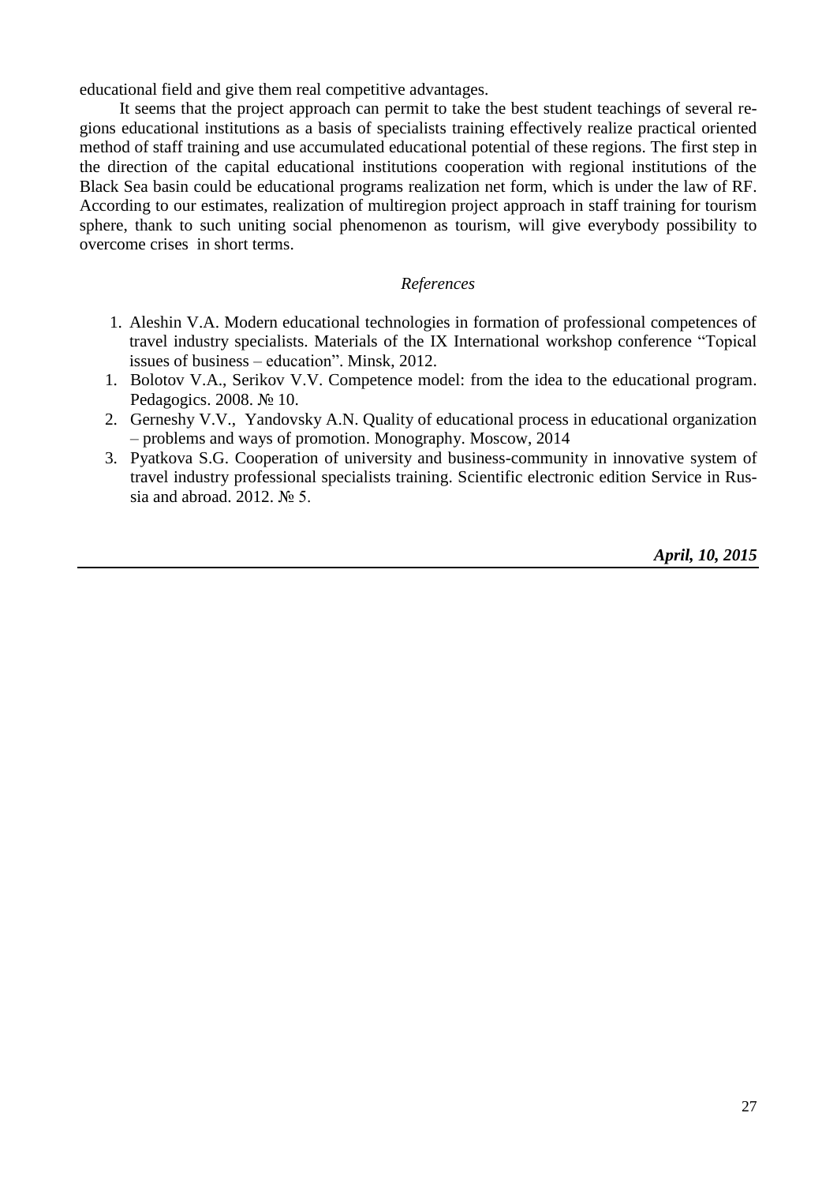educational field and give them real competitive advantages.

It seems that the project approach can permit to take the best student teachings of several regions educational institutions as a basis of specialists training effectively realize practical oriented method of staff training and use accumulated educational potential of these regions. The first step in the direction of the capital educational institutions cooperation with regional institutions of the Black Sea basin could be educational programs realization net form, which is under the law of RF. According to our estimates, realization of multiregion project approach in staff training for tourism sphere, thank to such uniting social phenomenon as tourism, will give everybody possibility to overcome crises in short terms.

*References*

1. Aleshin V.A. Modern educational technologies in formation of professional competences of travel industry specialists. Materials of the IX International workshop conference "Topical issues of business – education". Minsk, 2012.
1. Bolotov V.A., Serikov V.V. Competence model: from the idea to the educational program. Pedagogics. 2008. № 10.
2. Gerneshy V.V., Yandovsky A.N. Quality of educational process in educational organization – problems and ways of promotion. Monography. Moscow, 2014
3. Pyatkova S.G. Cooperation of university and business-community in innovative system of travel industry professional specialists training. Scientific electronic edition Service in Russia and abroad. 2012. № 5.

***April, 10, 2015***